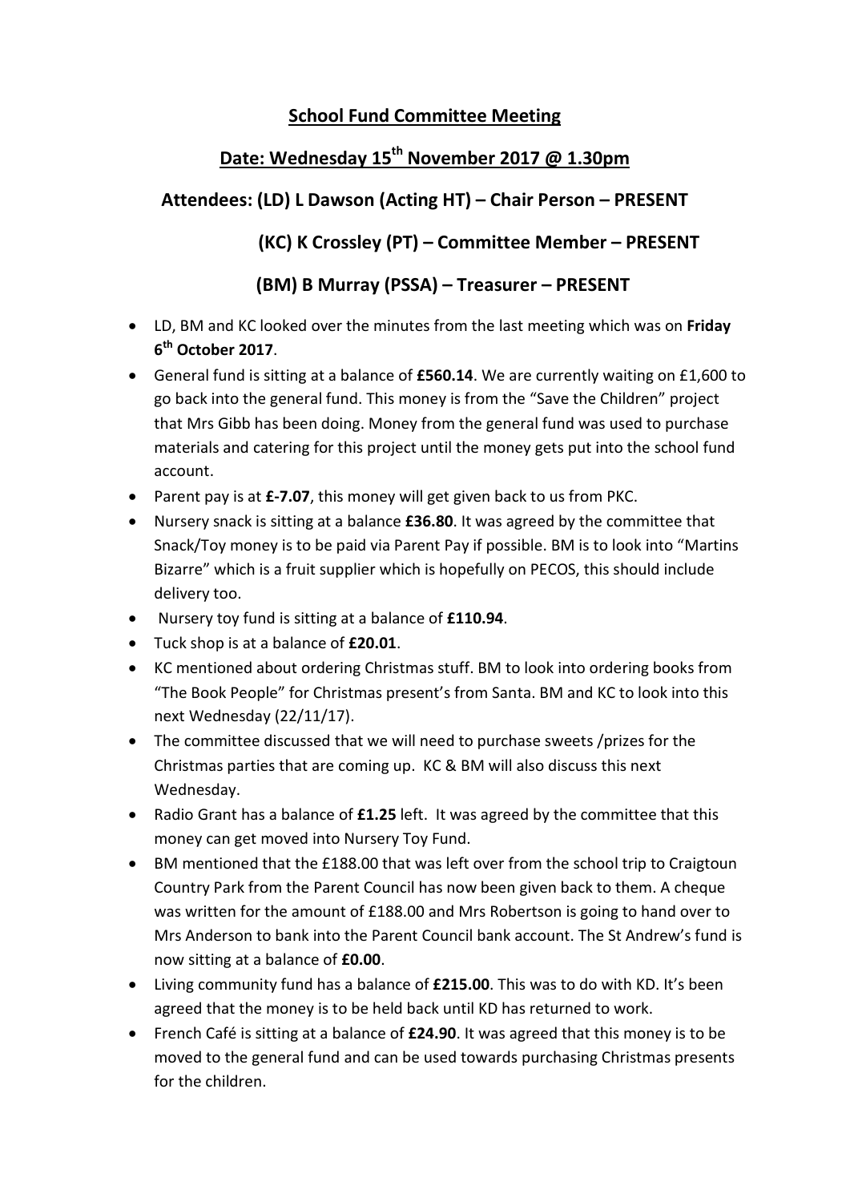# School Fund Committee Meeting

## Date: Wednesday 15th November 2017 @ 1.30pm

**Attendees: (LD) L Dawson (Acting HT) – Chair Person – PRESENT**

**(KC) K Crossley (PT) – Committee Member – PRESENT**

**(BM) B Murray (PSSA) – Treasurer – PRESENT**

- LD, BM and KC looked over the minutes from the last meeting which was on **Friday 6th October 2017**.
- General fund is sitting at a balance of **£560.14**. We are currently waiting on £1,600 to go back into the general fund. This money is from the "Save the Children" project that Mrs Gibb has been doing. Money from the general fund was used to purchase materials and catering for this project until the money gets put into the school fund account.
- Parent pay is at **£-7.07**, this money will get given back to us from PKC.
- Nursery snack is sitting at a balance **£36.80**. It was agreed by the committee that Snack/Toy money is to be paid via Parent Pay if possible. BM is to look into "Martins Bizarre" which is a fruit supplier which is hopefully on PECOS, this should include delivery too.
- Nursery toy fund is sitting at a balance of **£110.94**.
- Tuck shop is at a balance of **£20.01**.
- KC mentioned about ordering Christmas stuff. BM to look into ordering books from "The Book People" for Christmas present's from Santa. BM and KC to look into this next Wednesday (22/11/17).
- The committee discussed that we will need to purchase sweets /prizes for the Christmas parties that are coming up. KC & BM will also discuss this next Wednesday.
- Radio Grant has a balance of **£1.25** left. It was agreed by the committee that this money can get moved into Nursery Toy Fund.
- BM mentioned that the £188.00 that was left over from the school trip to Craigtoun Country Park from the Parent Council has now been given back to them. A cheque was written for the amount of £188.00 and Mrs Robertson is going to hand over to Mrs Anderson to bank into the Parent Council bank account. The St Andrew's fund is now sitting at a balance of **£0.00**.
- Living community fund has a balance of **£215.00**. This was to do with KD. It's been agreed that the money is to be held back until KD has returned to work.
- French Café is sitting at a balance of **£24.90**. It was agreed that this money is to be moved to the general fund and can be used towards purchasing Christmas presents for the children.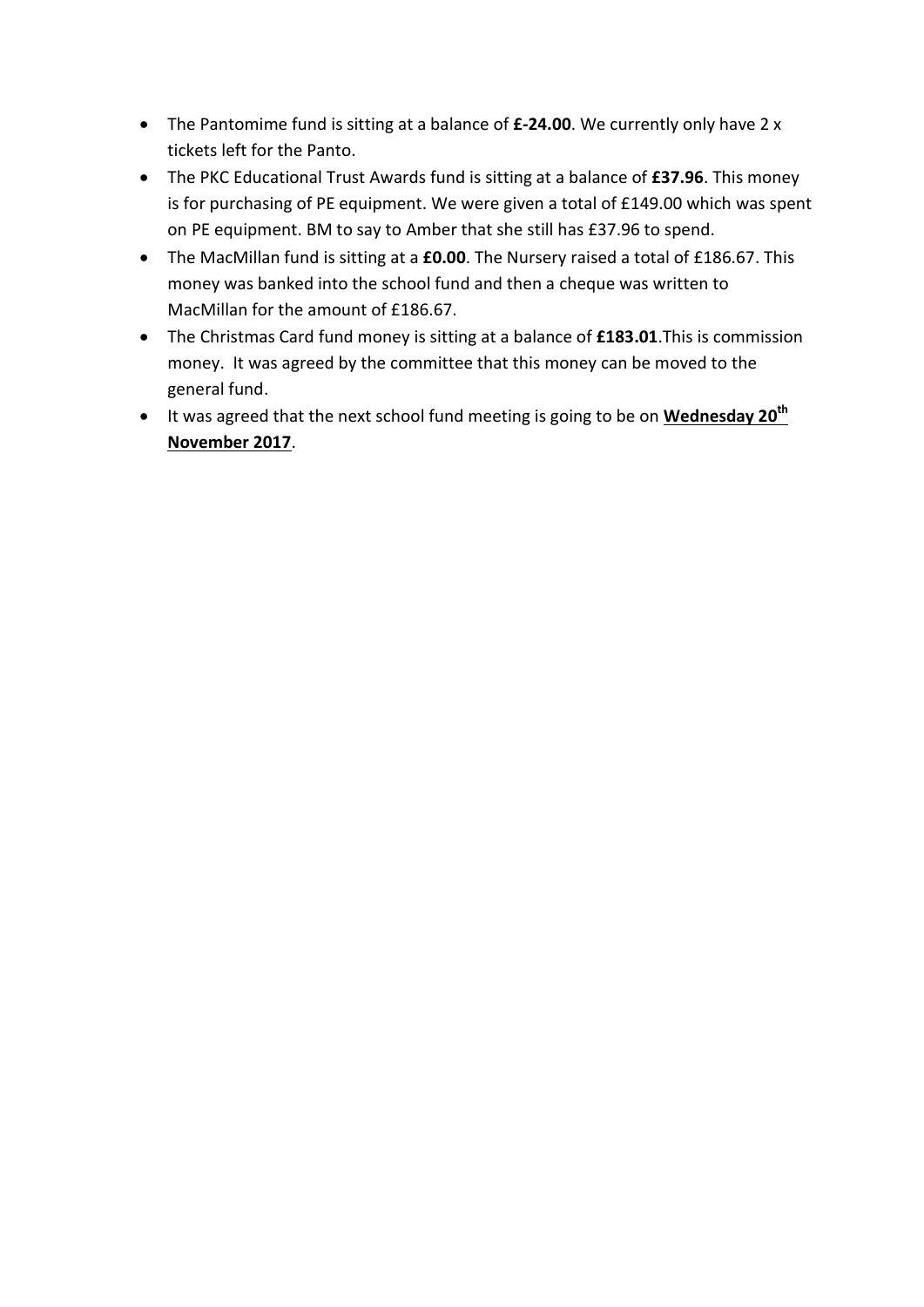- The Pantomime fund is sitting at a balance of **£-24.00**. We currently only have 2 x tickets left for the Panto.
- The PKC Educational Trust Awards fund is sitting at a balance of **£37.96**. This money is for purchasing of PE equipment. We were given a total of £149.00 which was spent on PE equipment. BM to say to Amber that she still has £37.96 to spend.
- The MacMillan fund is sitting at a **£0.00**. The Nursery raised a total of £186.67. This money was banked into the school fund and then a cheque was written to MacMillan for the amount of £186.67.
- The Christmas Card fund money is sitting at a balance of **£183.01**.This is commission money. It was agreed by the committee that this money can be moved to the general fund.
- It was agreed that the next school fund meeting is going to be on **Wednesday 20th November 2017**.